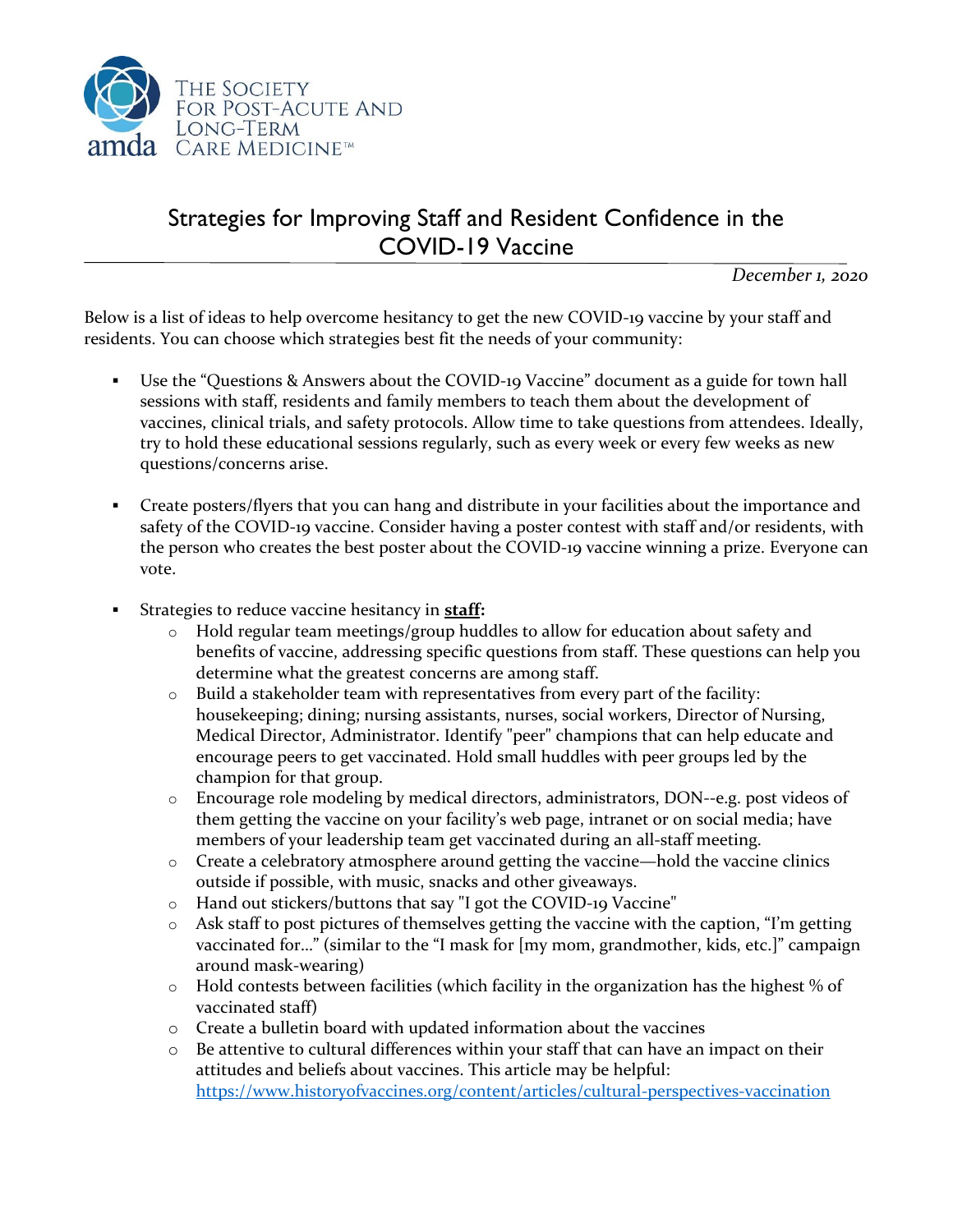The Society for Post-Acute and Long-Term Care Medicine

# Strategies for Improving Staff and Resident Confidence in the COVID-19 Vaccine

*December 1, 2020*

Below is a list of ideas to help overcome hesitancy to get the new COVID-19 vaccine by your staff and residents. You can choose which strategies best fit the needs of your community:

- Use the "Questions & Answers about the COVID-19 Vaccine" document as a guide for town hall sessions with staff, residents and family members to teach them about the development of vaccines, clinical trials, and safety protocols. Allow time to take questions from attendees. Ideally, try to hold these educational sessions regularly, such as every week or every few weeks as new questions/concerns arise.

- Create posters/flyers that you can hang and distribute in your facilities about the importance and safety of the COVID-19 vaccine. Consider having a poster contest with staff and/or residents, with the person who creates the best poster about the COVID-19 vaccine winning a prize. Everyone can vote.

- Strategies to reduce vaccine hesitancy in **staff:**
  - Hold regular team meetings/group huddles to allow for education about safety and benefits of vaccine, addressing specific questions from staff. These questions can help you determine what the greatest concerns are among staff.
  - Build a stakeholder team with representatives from every part of the facility: housekeeping; dining; nursing assistants, nurses, social workers, Director of Nursing, Medical Director, Administrator. Identify "peer" champions that can help educate and encourage peers to get vaccinated. Hold small huddles with peer groups led by the champion for that group.
  - Encourage role modeling by medical directors, administrators, DON--e.g. post videos of them getting the vaccine on your facility's web page, intranet or on social media; have members of your leadership team get vaccinated during an all-staff meeting.
  - Create a celebratory atmosphere around getting the vaccine—hold the vaccine clinics outside if possible, with music, snacks and other giveaways.
  - Hand out stickers/buttons that say "I got the COVID-19 Vaccine"
  - Ask staff to post pictures of themselves getting the vaccine with the caption, "I'm getting vaccinated for…" (similar to the "I mask for [my mom, grandmother, kids, etc.]" campaign around mask-wearing)
  - Hold contests between facilities (which facility in the organization has the highest % of vaccinated staff)
  - Create a bulletin board with updated information about the vaccines
  - Be attentive to cultural differences within your staff that can have an impact on their attitudes and beliefs about vaccines. This article may be helpful: https://www.historyofvaccines.org/content/articles/cultural-perspectives-vaccination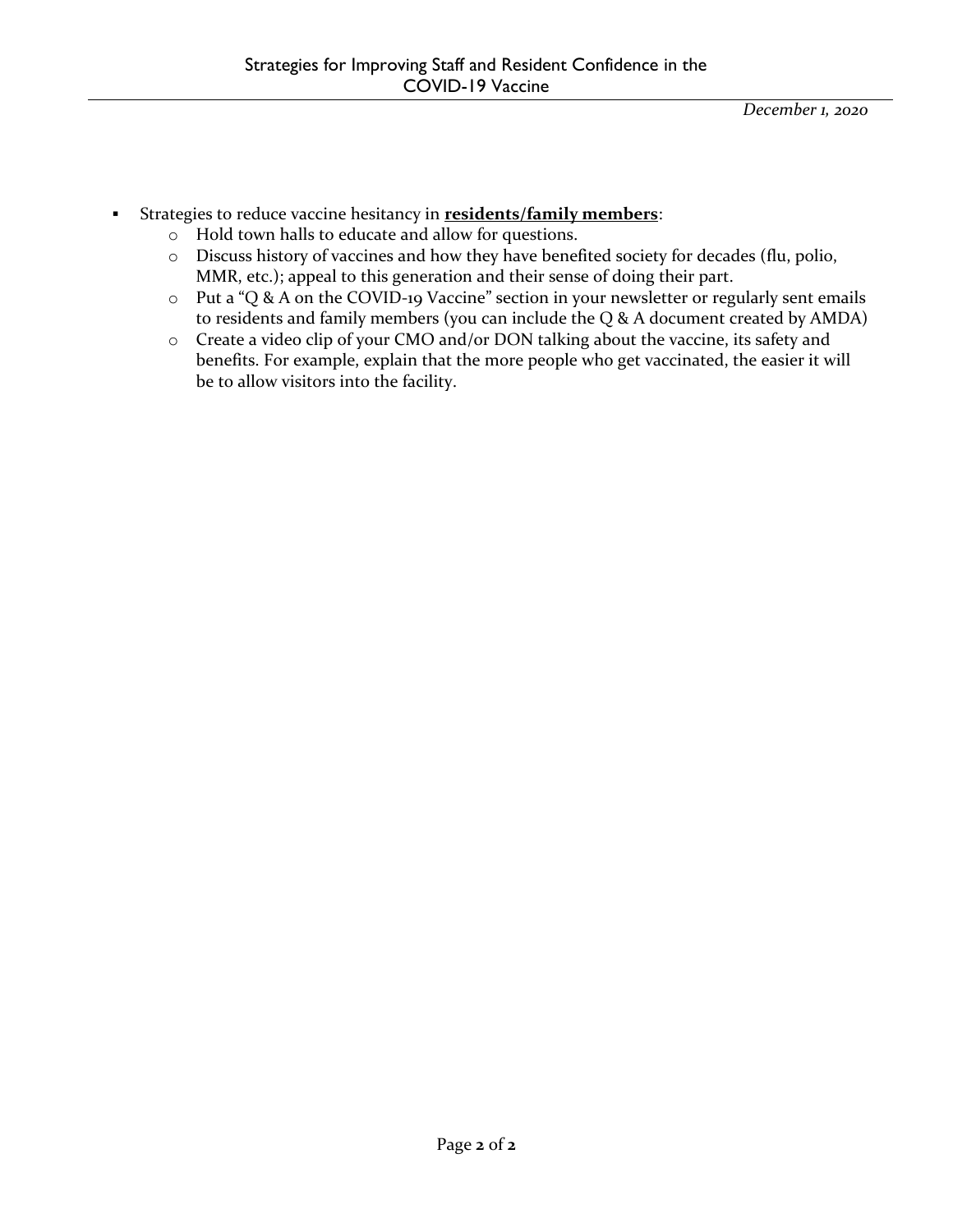- Strategies to reduce vaccine hesitancy in **residents/family members**:
  - Hold town halls to educate and allow for questions.
  - Discuss history of vaccines and how they have benefited society for decades (flu, polio, MMR, etc.); appeal to this generation and their sense of doing their part.
  - Put a "Q & A on the COVID-19 Vaccine" section in your newsletter or regularly sent emails to residents and family members (you can include the Q & A document created by AMDA)
  - Create a video clip of your CMO and/or DON talking about the vaccine, its safety and benefits. For example, explain that the more people who get vaccinated, the easier it will be to allow visitors into the facility.